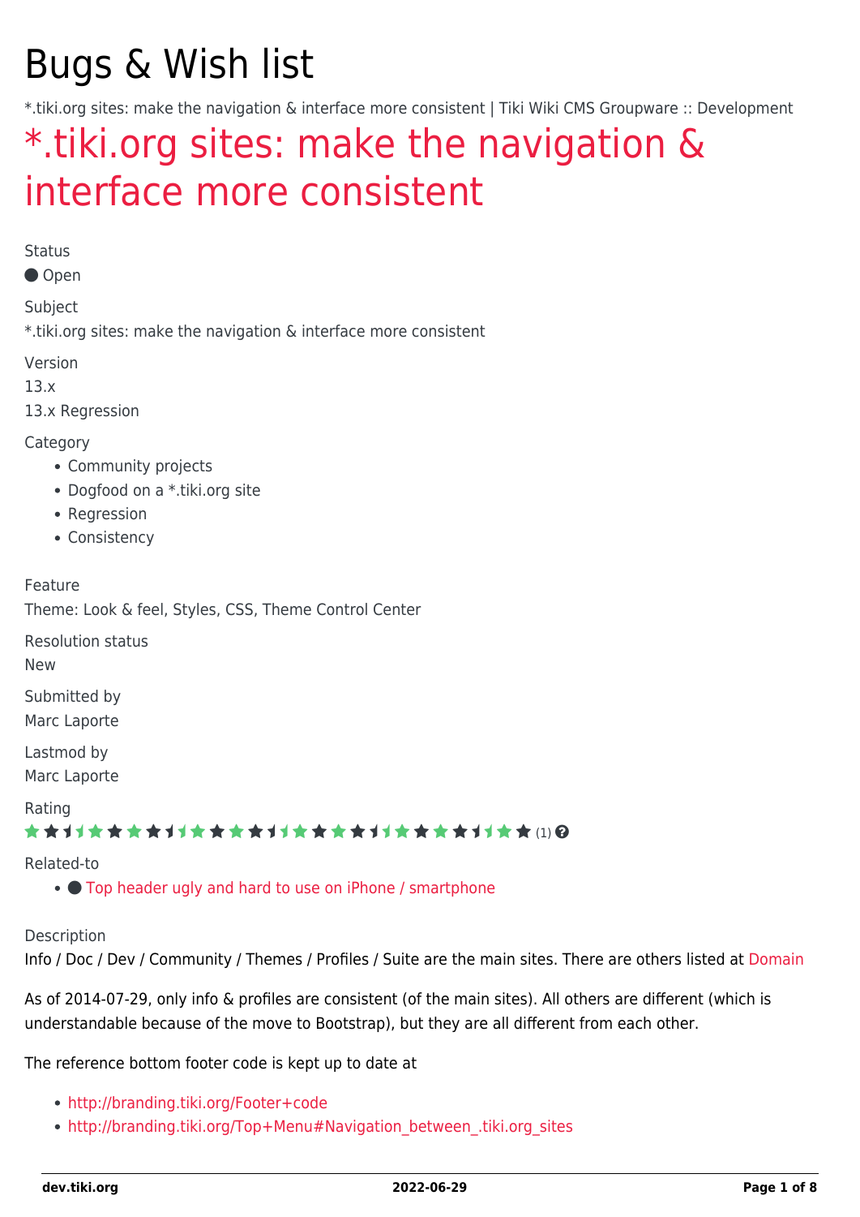# Bugs & Wish list

*.tiki.org sites: make the navigation & interface more consistent | Tiki Wiki CMS Groupware :: Development

## *.tiki.org sites: make the navigation & interface more consistent

Status

● Open

Subject

*.tiki.org sites: make the navigation & interface more consistent

Version

13.x

13.x Regression

Category

- Community projects
- Dogfood on a *.tiki.org site
- Regression
- Consistency

Feature

Theme: Look & feel, Styles, CSS, Theme Control Center

Resolution status

New

Submitted by

Marc Laporte

Lastmod by

Marc Laporte

Rating

(1)

Related-to

- ● Top header ugly and hard to use on iPhone / smartphone

Description

Info / Doc / Dev / Community / Themes / Profiles / Suite are the main sites. There are others listed at Domain

As of 2014-07-29, only info & profiles are consistent (of the main sites). All others are different (which is understandable because of the move to Bootstrap), but they are all different from each other.

The reference bottom footer code is kept up to date at

- http://branding.tiki.org/Footer+code
- http://branding.tiki.org/Top+Menu#Navigation_between_.tiki.org_sites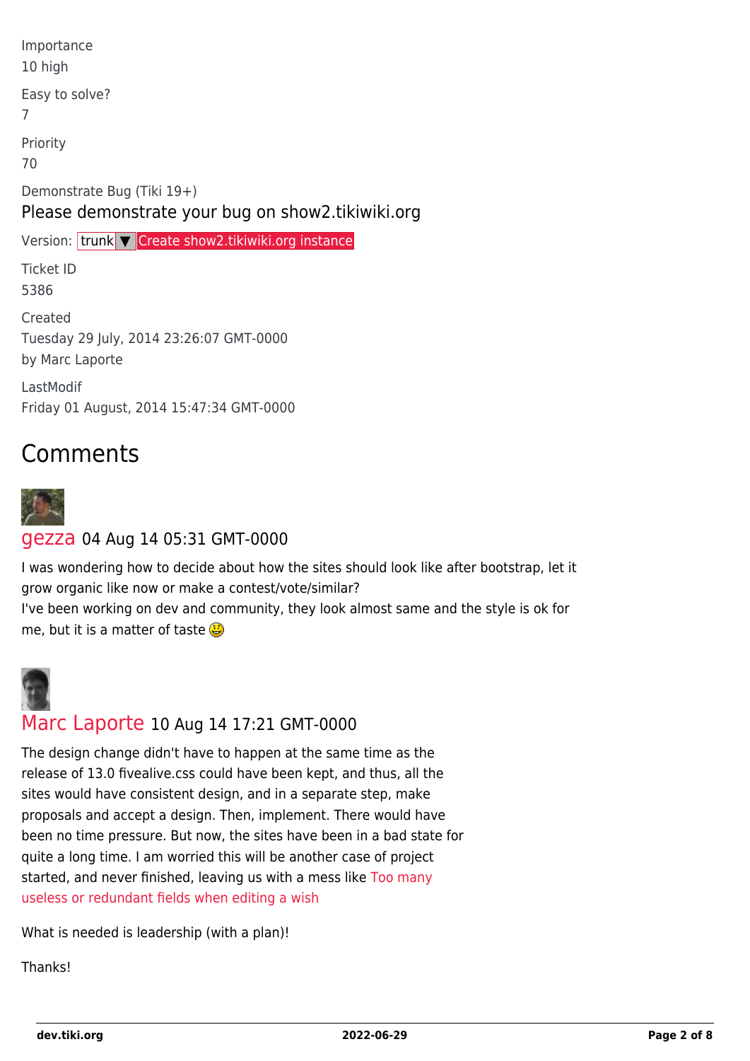Importance
10 high

Easy to solve?
7

Priority
70

Demonstrate Bug (Tiki 19+)

Please demonstrate your bug on show2.tikiwiki.org

Version: trunk ▼ Create show2.tikiwiki.org instance

Ticket ID
5386

Created
Tuesday 29 July, 2014 23:26:07 GMT-0000
by Marc Laporte

LastModif
Friday 01 August, 2014 15:47:34 GMT-0000

# Comments

gezza 04 Aug 14 05:31 GMT-0000

I was wondering how to decide about how the sites should look like after bootstrap, let it grow organic like now or make a contest/vote/similar?
I've been working on dev and community, they look almost same and the style is ok for me, but it is a matter of taste :)

Marc Laporte 10 Aug 14 17:21 GMT-0000

The design change didn't have to happen at the same time as the release of 13.0 fivealive.css could have been kept, and thus, all the sites would have consistent design, and in a separate step, make proposals and accept a design. Then, implement. There would have been no time pressure. But now, the sites have been in a bad state for quite a long time. I am worried this will be another case of project started, and never finished, leaving us with a mess like Too many useless or redundant fields when editing a wish

What is needed is leadership (with a plan)!

Thanks!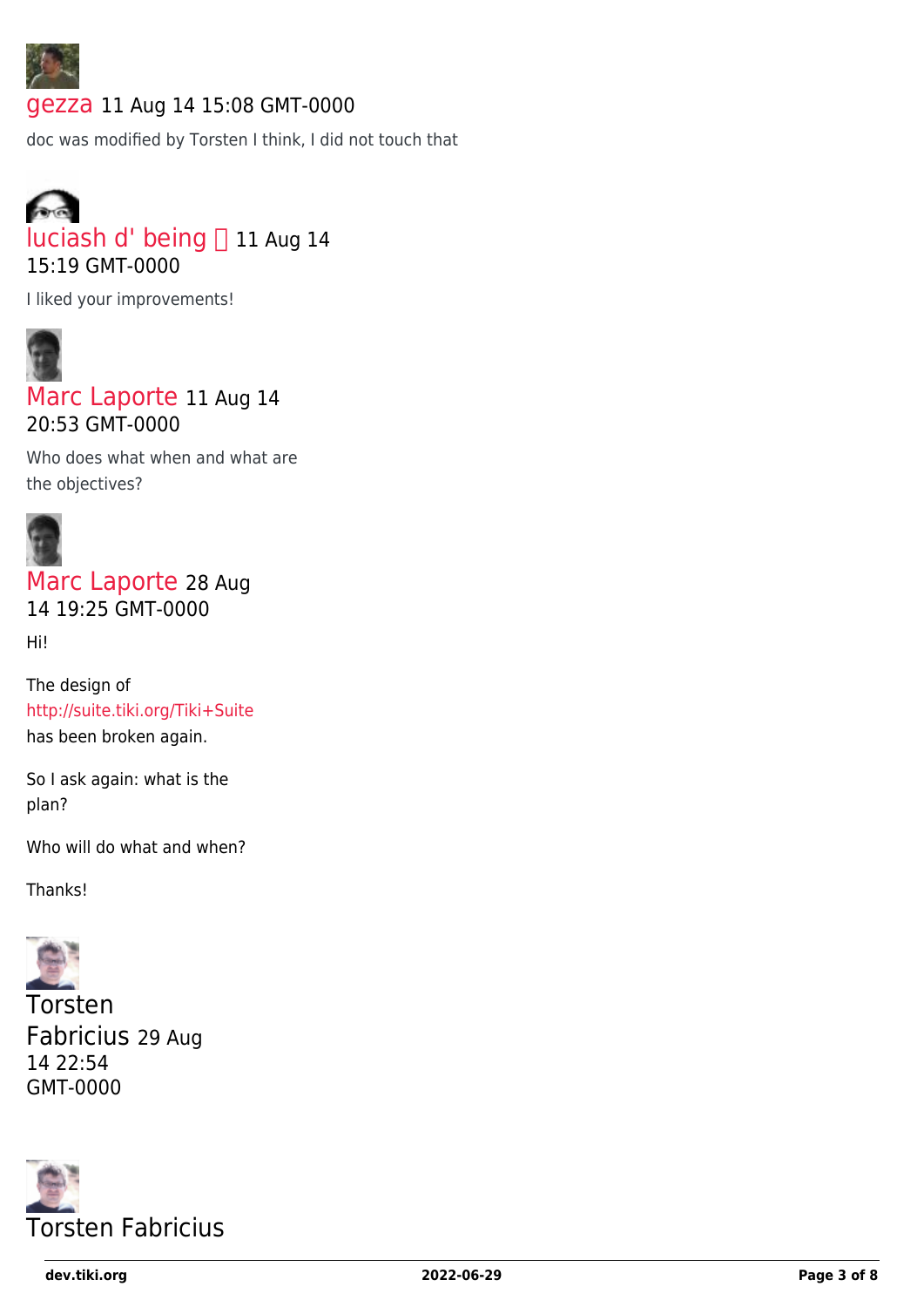gezza 11 Aug 14 15:08 GMT-0000

doc was modified by Torsten I think, I did not touch that

luciash d' being  11 Aug 14 15:19 GMT-0000

I liked your improvements!

Marc Laporte 11 Aug 14 20:53 GMT-0000

Who does what when and what are the objectives?

Marc Laporte 28 Aug 14 19:25 GMT-0000

Hi!

The design of http://suite.tiki.org/Tiki+Suite has been broken again.

So I ask again: what is the plan?

Who will do what and when?

Thanks!

Torsten Fabricius 29 Aug 14 22:54 GMT-0000

Torsten Fabricius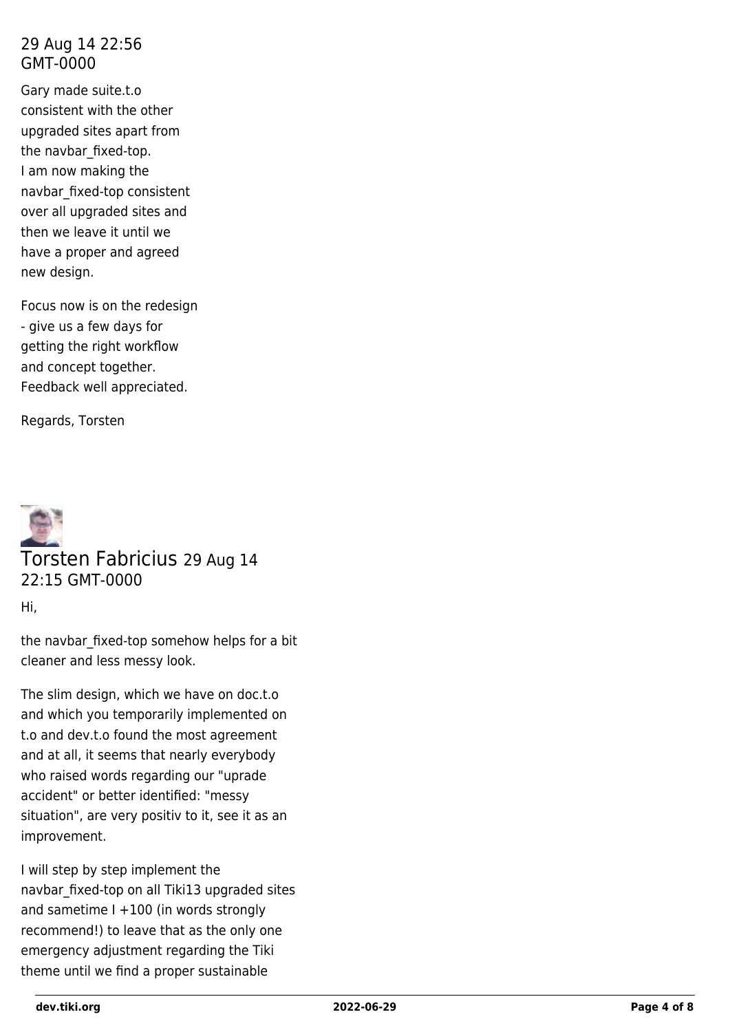29 Aug 14 22:56 GMT-0000

Gary made suite.t.o consistent with the other upgraded sites apart from the navbar_fixed-top.
I am now making the navbar_fixed-top consistent over all upgraded sites and then we leave it until we have a proper and agreed new design.

Focus now is on the redesign - give us a few days for getting the right workflow and concept together.
Feedback well appreciated.

Regards, Torsten

## Torsten Fabricius 29 Aug 14 22:15 GMT-0000

Hi,

the navbar_fixed-top somehow helps for a bit cleaner and less messy look.

The slim design, which we have on doc.t.o and which you temporarily implemented on t.o and dev.t.o found the most agreement and at all, it seems that nearly everybody who raised words regarding our "uprade accident" or better identified: "messy situation", are very positiv to it, see it as an improvement.

I will step by step implement the navbar_fixed-top on all Tiki13 upgraded sites and sametime I +100 (in words strongly recommend!) to leave that as the only one emergency adjustment regarding the Tiki theme until we find a proper sustainable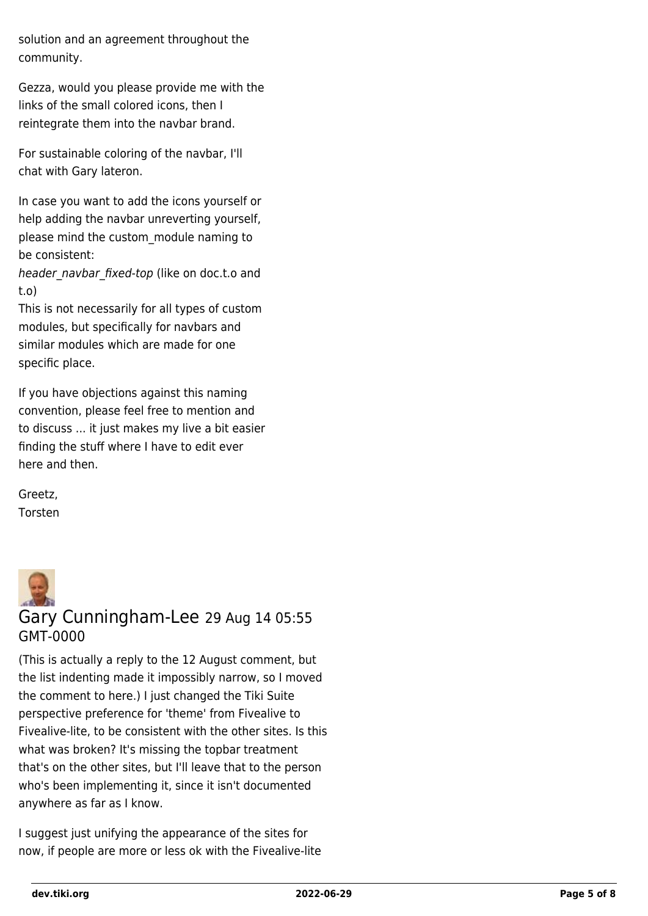solution and an agreement throughout the community.

Gezza, would you please provide me with the links of the small colored icons, then I reintegrate them into the navbar brand.

For sustainable coloring of the navbar, I'll chat with Gary lateron.

In case you want to add the icons yourself or help adding the navbar unreverting yourself, please mind the custom_module naming to be consistent:
*header_navbar_fixed-top* (like on doc.t.o and t.o)
This is not necessarily for all types of custom modules, but specifically for navbars and similar modules which are made for one specific place.

If you have objections against this naming convention, please feel free to mention and to discuss ... it just makes my live a bit easier finding the stuff where I have to edit ever here and then.

Greetz,
Torsten

## Gary Cunningham-Lee 29 Aug 14 05:55 GMT-0000

(This is actually a reply to the 12 August comment, but the list indenting made it impossibly narrow, so I moved the comment to here.) I just changed the Tiki Suite perspective preference for 'theme' from Fivealive to Fivealive-lite, to be consistent with the other sites. Is this what was broken? It's missing the topbar treatment that's on the other sites, but I'll leave that to the person who's been implementing it, since it isn't documented anywhere as far as I know.

I suggest just unifying the appearance of the sites for now, if people are more or less ok with the Fivealive-lite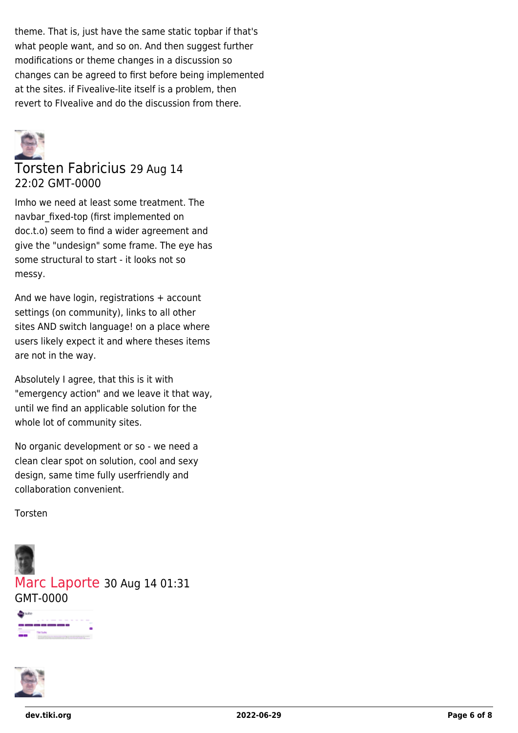theme. That is, just have the same static topbar if that's what people want, and so on. And then suggest further modifications or theme changes in a discussion so changes can be agreed to first before being implemented at the sites. if Fivealive-lite itself is a problem, then revert to FIvealive and do the discussion from there.

Torsten Fabricius 29 Aug 14 22:02 GMT-0000

Imho we need at least some treatment. The navbar_fixed-top (first implemented on doc.t.o) seem to find a wider agreement and give the "undesign" some frame. The eye has some structural to start - it looks not so messy.

And we have login, registrations + account settings (on community), links to all other sites AND switch language! on a place where users likely expect it and where theses items are not in the way.

Absolutely I agree, that this is it with "emergency action" and we leave it that way, until we find an applicable solution for the whole lot of community sites.

No organic development or so - we need a clean clear spot on solution, cool and sexy design, same time fully userfriendly and collaboration convenient.

Torsten

Marc Laporte 30 Aug 14 01:31 GMT-0000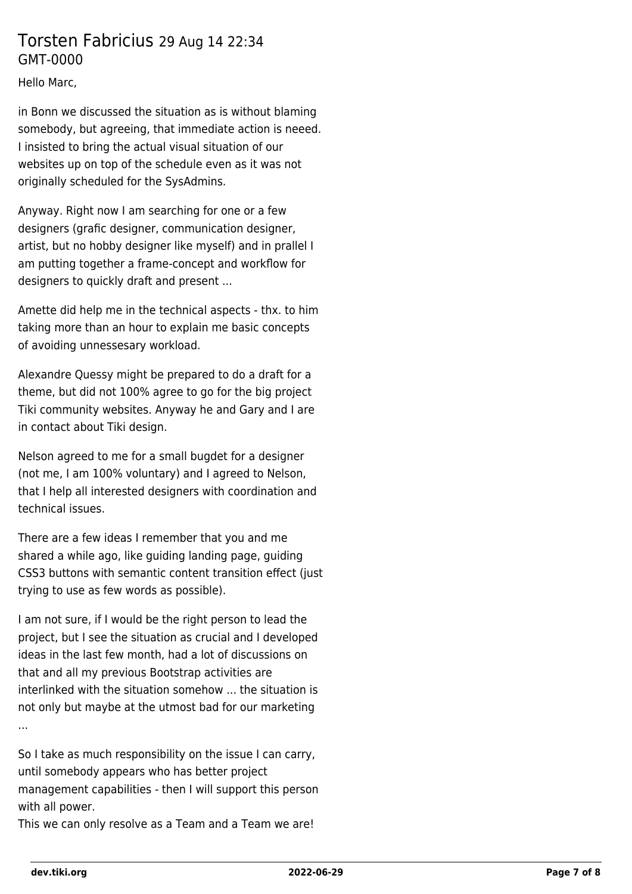## Torsten Fabricius 29 Aug 14 22:34 GMT-0000

Hello Marc,

in Bonn we discussed the situation as is without blaming somebody, but agreeing, that immediate action is neeed. I insisted to bring the actual visual situation of our websites up on top of the schedule even as it was not originally scheduled for the SysAdmins.

Anyway. Right now I am searching for one or a few designers (grafic designer, communication designer, artist, but no hobby designer like myself) and in prallel I am putting together a frame-concept and workflow for designers to quickly draft and present ...

Amette did help me in the technical aspects - thx. to him taking more than an hour to explain me basic concepts of avoiding unnessesary workload.

Alexandre Quessy might be prepared to do a draft for a theme, but did not 100% agree to go for the big project Tiki community websites. Anyway he and Gary and I are in contact about Tiki design.

Nelson agreed to me for a small bugdet for a designer (not me, I am 100% voluntary) and I agreed to Nelson, that I help all interested designers with coordination and technical issues.

There are a few ideas I remember that you and me shared a while ago, like guiding landing page, guiding CSS3 buttons with semantic content transition effect (just trying to use as few words as possible).

I am not sure, if I would be the right person to lead the project, but I see the situation as crucial and I developed ideas in the last few month, had a lot of discussions on that and all my previous Bootstrap activities are interlinked with the situation somehow ... the situation is not only but maybe at the utmost bad for our marketing ...

So I take as much responsibility on the issue I can carry, until somebody appears who has better project management capabilities - then I will support this person with all power.
This we can only resolve as a Team and a Team we are!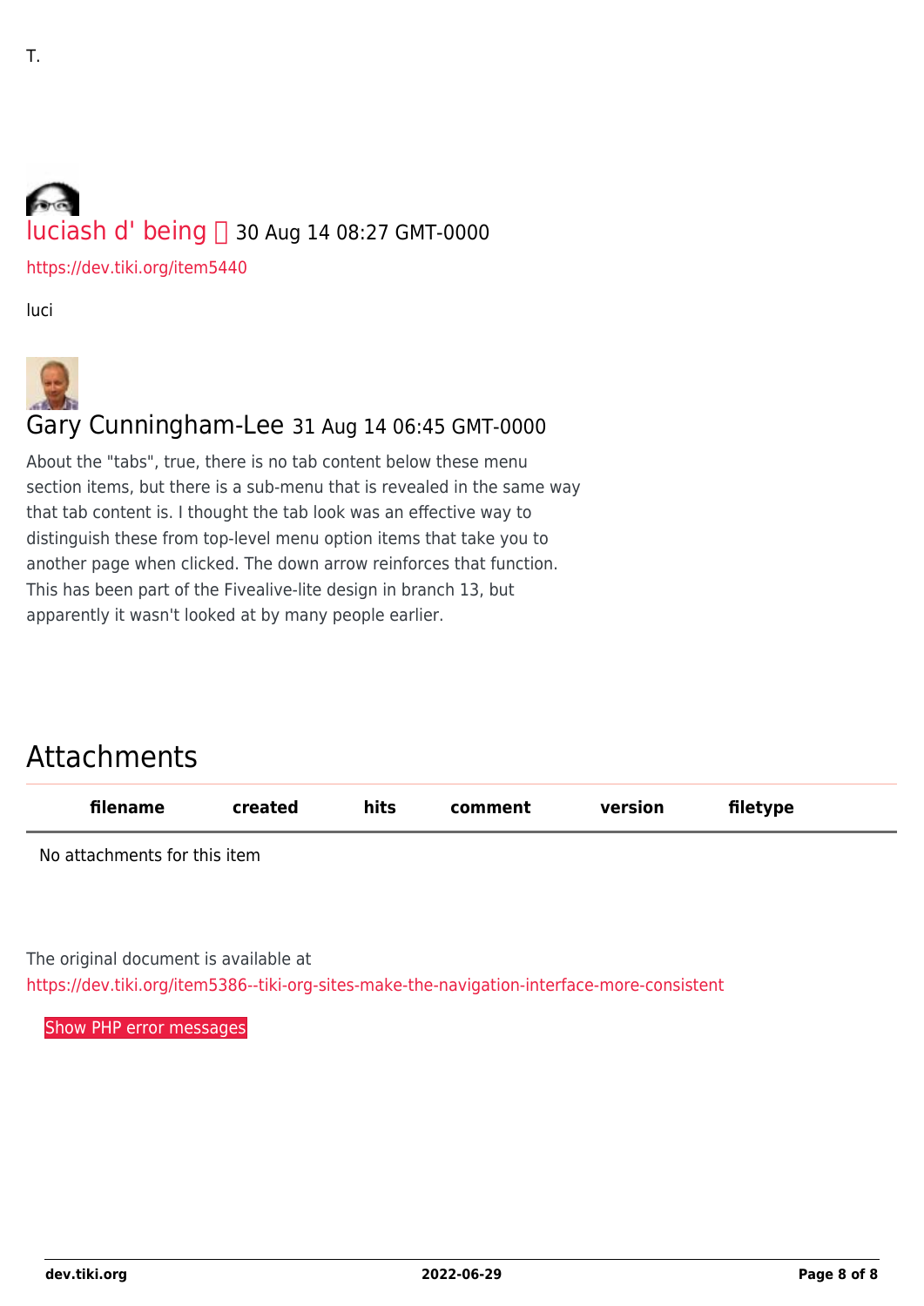T.

luciash d' being 30 Aug 14 08:27 GMT-0000

https://dev.tiki.org/item5440

luci

Gary Cunningham-Lee 31 Aug 14 06:45 GMT-0000

About the "tabs", true, there is no tab content below these menu section items, but there is a sub-menu that is revealed in the same way that tab content is. I thought the tab look was an effective way to distinguish these from top-level menu option items that take you to another page when clicked. The down arrow reinforces that function. This has been part of the Fivealive-lite design in branch 13, but apparently it wasn't looked at by many people earlier.

## Attachments

| filename | created | hits | comment | version | filetype |
|---|---|---|---|---|---|
| No attachments for this item | | | | | |

The original document is available at https://dev.tiki.org/item5386--tiki-org-sites-make-the-navigation-interface-more-consistent

Show PHP error messages